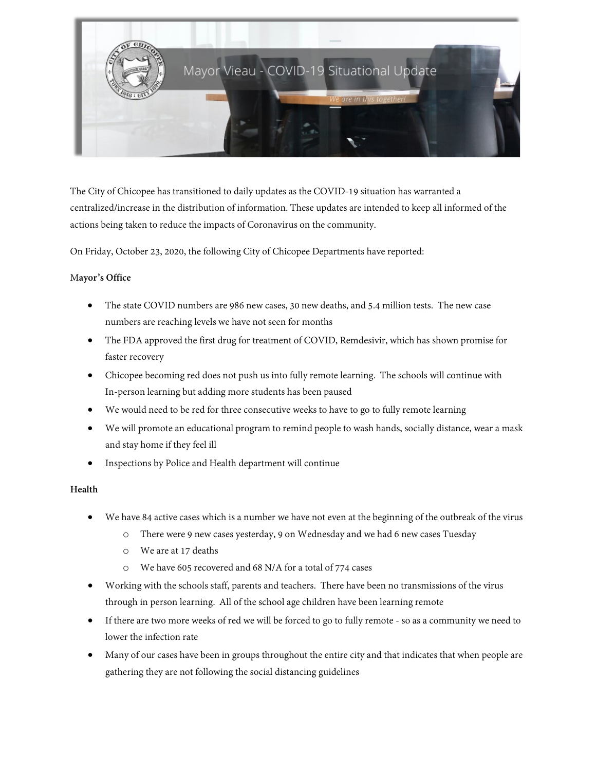# Mayor Vieau - COVID-19 Situational Update

*We are in this together!*

The City of Chicopee has transitioned to daily updates as the COVID-19 situation has warranted a centralized/increase in the distribution of information. These updates are intended to keep all informed of the actions being taken to reduce the impacts of Coronavirus on the community.

On Friday, October 23, 2020, the following City of Chicopee Departments have reported:

**Mayor's Office**

- The state COVID numbers are 986 new cases, 30 new deaths, and 5.4 million tests. The new case numbers are reaching levels we have not seen for months
- The FDA approved the first drug for treatment of COVID, Remdesivir, which has shown promise for faster recovery
- Chicopee becoming red does not push us into fully remote learning. The schools will continue with In-person learning but adding more students has been paused
- We would need to be red for three consecutive weeks to have to go to fully remote learning
- We will promote an educational program to remind people to wash hands, socially distance, wear a mask and stay home if they feel ill
- Inspections by Police and Health department will continue

**Health**

- We have 84 active cases which is a number we have not even at the beginning of the outbreak of the virus
  - There were 9 new cases yesterday, 9 on Wednesday and we had 6 new cases Tuesday
  - We are at 17 deaths
  - We have 605 recovered and 68 N/A for a total of 774 cases
- Working with the schools staff, parents and teachers. There have been no transmissions of the virus through in person learning. All of the school age children have been learning remote
- If there are two more weeks of red we will be forced to go to fully remote - so as a community we need to lower the infection rate
- Many of our cases have been in groups throughout the entire city and that indicates that when people are gathering they are not following the social distancing guidelines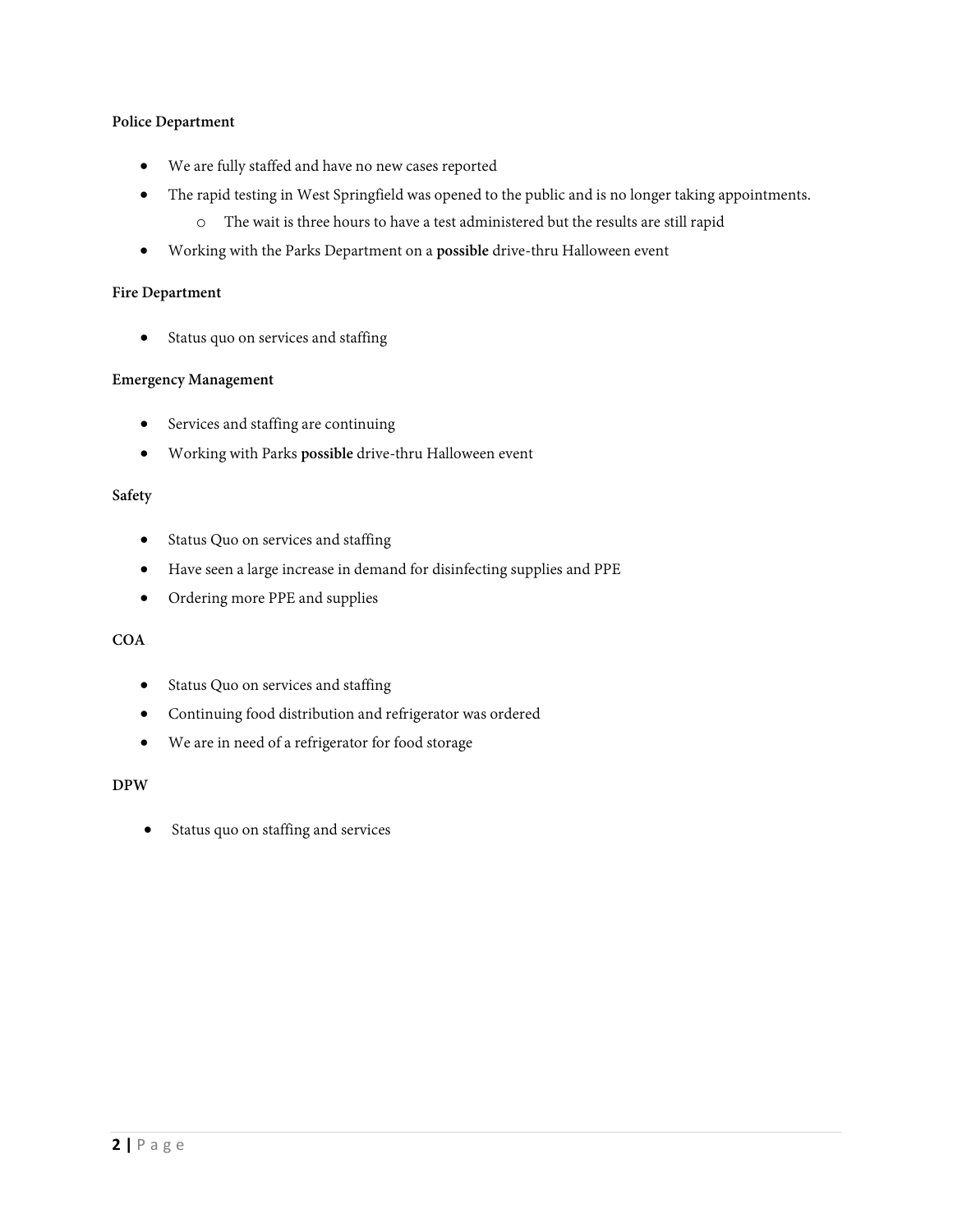**Police Department**

- We are fully staffed and have no new cases reported
- The rapid testing in West Springfield was opened to the public and is no longer taking appointments.
    - The wait is three hours to have a test administered but the results are still rapid
- Working with the Parks Department on a **possible** drive-thru Halloween event

**Fire Department**

- Status quo on services and staffing

**Emergency Management**

- Services and staffing are continuing
- Working with Parks **possible** drive-thru Halloween event

**Safety**

- Status Quo on services and staffing
- Have seen a large increase in demand for disinfecting supplies and PPE
- Ordering more PPE and supplies

**COA**

- Status Quo on services and staffing
- Continuing food distribution and refrigerator was ordered
- We are in need of a refrigerator for food storage

**DPW**

- Status quo on staffing and services